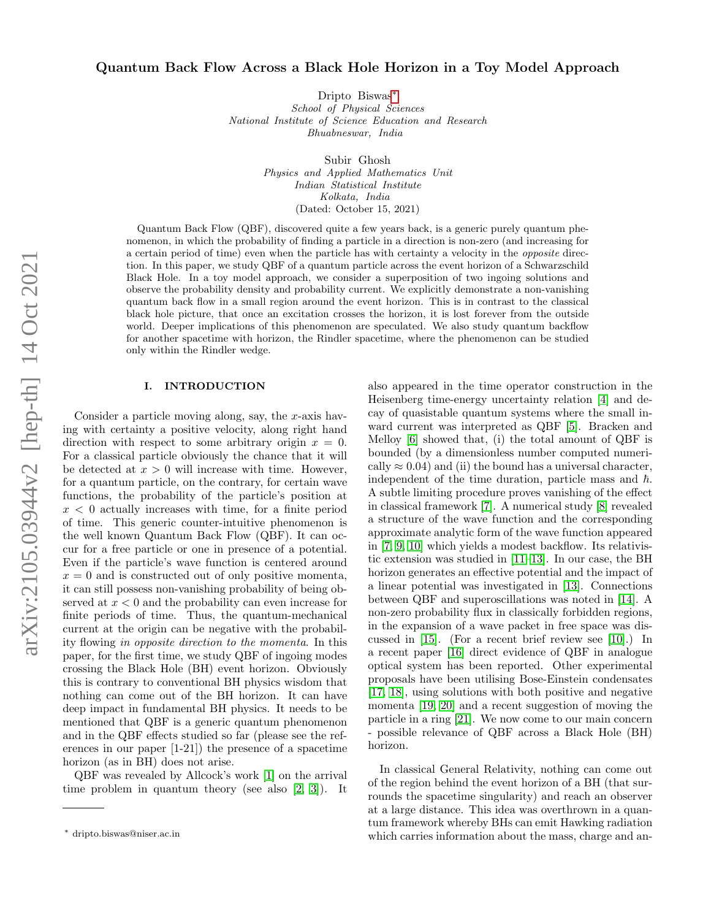# Quantum Back Flow Across a Black Hole Horizon in a Toy Model Approach

Dripto Biswas*

*School of Physical Sciences*
*National Institute of Science Education and Research*
*Bhuabneswar, India*

Subir Ghosh

*Physics and Applied Mathematics Unit*
*Indian Statistical Institute*
*Kolkata, India*

(Dated: October 15, 2021)

Quantum Back Flow (QBF), discovered quite a few years back, is a generic purely quantum phenomenon, in which the probability of finding a particle in a direction is non-zero (and increasing for a certain period of time) even when the particle has with certainty a velocity in the *opposite* direction. In this paper, we study QBF of a quantum particle across the event horizon of a Schwarzschild Black Hole. In a toy model approach, we consider a superposition of two ingoing solutions and observe the probability density and probability current. We explicitly demonstrate a non-vanishing quantum back flow in a small region around the event horizon. This is in contrast to the classical black hole picture, that once an excitation crosses the horizon, it is lost forever from the outside world. Deeper implications of this phenomenon are speculated. We also study quantum backflow for another spacetime with horizon, the Rindler spacetime, where the phenomenon can be studied only within the Rindler wedge.

## I. INTRODUCTION

Consider a particle moving along, say, the $x$-axis having with certainty a positive velocity, along right hand direction with respect to some arbitrary origin $x = 0$. For a classical particle obviously the chance that it will be detected at $x > 0$ will increase with time. However, for a quantum particle, on the contrary, for certain wave functions, the probability of the particle's position at $x < 0$ actually increases with time, for a finite period of time. This generic counter-intuitive phenomenon is the well known Quantum Back Flow (QBF). It can occur for a free particle or one in presence of a potential. Even if the particle's wave function is centered around $x = 0$ and is constructed out of only positive momenta, it can still possess non-vanishing probability of being observed at $x < 0$ and the probability can even increase for finite periods of time. Thus, the quantum-mechanical current at the origin can be negative with the probability flowing *in opposite direction to the momenta*. In this paper, for the first time, we study QBF of ingoing modes crossing the Black Hole (BH) event horizon. Obviously this is contrary to conventional BH physics wisdom that nothing can come out of the BH horizon. It can have deep impact in fundamental BH physics. It needs to be mentioned that QBF is a generic quantum phenomenon and in the QBF effects studied so far (please see the references in our paper [1-21]) the presence of a spacetime horizon (as in BH) does not arise.

QBF was revealed by Allcock's work [1] on the arrival time problem in quantum theory (see also [2, 3]). It also appeared in the time operator construction in the Heisenberg time-energy uncertainty relation [4] and decay of quasistable quantum systems where the small inward current was interpreted as QBF [5]. Bracken and Melloy [6] showed that, (i) the total amount of QBF is bounded (by a dimensionless number computed numerically $\approx 0.04$) and (ii) the bound has a universal character, independent of the time duration, particle mass and $\hbar$. A subtle limiting procedure proves vanishing of the effect in classical framework [7]. A numerical study [8] revealed a structure of the wave function and the corresponding approximate analytic form of the wave function appeared in [7, 9, 10] which yields a modest backflow. Its relativistic extension was studied in [11–13]. In our case, the BH horizon generates an effective potential and the impact of a linear potential was investigated in [13]. Connections between QBF and superoscillations was noted in [14]. A non-zero probability flux in classically forbidden regions, in the expansion of a wave packet in free space was discussed in [15]. (For a recent brief review see [10].) In a recent paper [16] direct evidence of QBF in analogue optical system has been reported. Other experimental proposals have been utilising Bose-Einstein condensates [17, 18], using solutions with both positive and negative momenta [19, 20] and a recent suggestion of moving the particle in a ring [21]. We now come to our main concern - possible relevance of QBF across a Black Hole (BH) horizon.

In classical General Relativity, nothing can come out of the region behind the event horizon of a BH (that surrounds the spacetime singularity) and reach an observer at a large distance. This idea was overthrown in a quantum framework whereby BHs can emit Hawking radiation which carries information about the mass, charge and an-

* dripto.biswas@niser.ac.in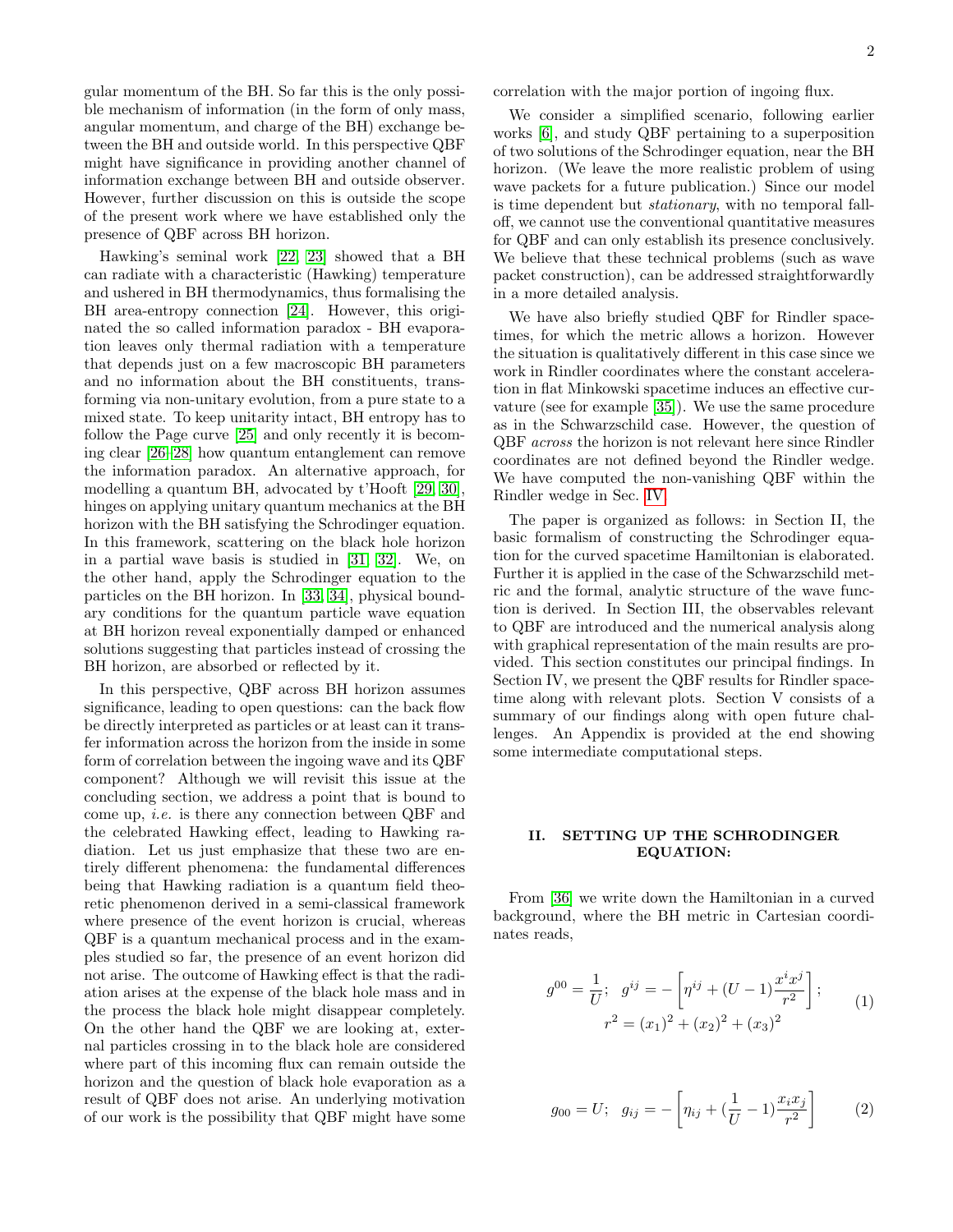gular momentum of the BH. So far this is the only possible mechanism of information (in the form of only mass, angular momentum, and charge of the BH) exchange between the BH and outside world. In this perspective QBF might have significance in providing another channel of information exchange between BH and outside observer. However, further discussion on this is outside the scope of the present work where we have established only the presence of QBF across BH horizon.

Hawking's seminal work [22, 23] showed that a BH can radiate with a characteristic (Hawking) temperature and ushered in BH thermodynamics, thus formalising the BH area-entropy connection [24]. However, this originated the so called information paradox - BH evaporation leaves only thermal radiation with a temperature that depends just on a few macroscopic BH parameters and no information about the BH constituents, transforming via non-unitary evolution, from a pure state to a mixed state. To keep unitarity intact, BH entropy has to follow the Page curve [25] and only recently it is becoming clear [26–28] how quantum entanglement can remove the information paradox. An alternative approach, for modelling a quantum BH, advocated by t'Hooft [29, 30], hinges on applying unitary quantum mechanics at the BH horizon with the BH satisfying the Schrodinger equation. In this framework, scattering on the black hole horizon in a partial wave basis is studied in [31, 32]. We, on the other hand, apply the Schrodinger equation to the particles on the BH horizon. In [33, 34], physical boundary conditions for the quantum particle wave equation at BH horizon reveal exponentially damped or enhanced solutions suggesting that particles instead of crossing the BH horizon, are absorbed or reflected by it.

In this perspective, QBF across BH horizon assumes significance, leading to open questions: can the back flow be directly interpreted as particles or at least can it transfer information across the horizon from the inside in some form of correlation between the ingoing wave and its QBF component? Although we will revisit this issue at the concluding section, we address a point that is bound to come up, *i.e.* is there any connection between QBF and the celebrated Hawking effect, leading to Hawking radiation. Let us just emphasize that these two are entirely different phenomena: the fundamental differences being that Hawking radiation is a quantum field theoretic phenomenon derived in a semi-classical framework where presence of the event horizon is crucial, whereas QBF is a quantum mechanical process and in the examples studied so far, the presence of an event horizon did not arise. The outcome of Hawking effect is that the radiation arises at the expense of the black hole mass and in the process the black hole might disappear completely. On the other hand the QBF we are looking at, external particles crossing in to the black hole are considered where part of this incoming flux can remain outside the horizon and the question of black hole evaporation as a result of QBF does not arise. An underlying motivation of our work is the possibility that QBF might have some correlation with the major portion of ingoing flux.

We consider a simplified scenario, following earlier works [6], and study QBF pertaining to a superposition of two solutions of the Schrodinger equation, near the BH horizon. (We leave the more realistic problem of using wave packets for a future publication.) Since our model is time dependent but *stationary*, with no temporal falloff, we cannot use the conventional quantitative measures for QBF and can only establish its presence conclusively. We believe that these technical problems (such as wave packet construction), can be addressed straightforwardly in a more detailed analysis.

We have also briefly studied QBF for Rindler spacetimes, for which the metric allows a horizon. However the situation is qualitatively different in this case since we work in Rindler coordinates where the constant acceleration in flat Minkowski spacetime induces an effective curvature (see for example [35]). We use the same procedure as in the Schwarzschild case. However, the question of QBF *across* the horizon is not relevant here since Rindler coordinates are not defined beyond the Rindler wedge. We have computed the non-vanishing QBF within the Rindler wedge in Sec. IV.

The paper is organized as follows: in Section II, the basic formalism of constructing the Schrodinger equation for the curved spacetime Hamiltonian is elaborated. Further it is applied in the case of the Schwarzschild metric and the formal, analytic structure of the wave function is derived. In Section III, the observables relevant to QBF are introduced and the numerical analysis along with graphical representation of the main results are provided. This section constitutes our principal findings. In Section IV, we present the QBF results for Rindler spacetime along with relevant plots. Section V consists of a summary of our findings along with open future challenges. An Appendix is provided at the end showing some intermediate computational steps.

## II. SETTING UP THE SCHRODINGER EQUATION:

From [36] we write down the Hamiltonian in a curved background, where the BH metric in Cartesian coordinates reads,

$$g^{00} = \frac{1}{U}; \quad g^{ij} = -\left[\eta^{ij} + (U-1)\frac{x^i x^j}{r^2}\right]; \qquad r^2 = (x_1)^2 + (x_2)^2 + (x_3)^2 \tag{1}$$

$$g_{00} = U; \quad g_{ij} = -\left[\eta_{ij} + (\frac{1}{U}-1)\frac{x_i x_j}{r^2}\right] \tag{2}$$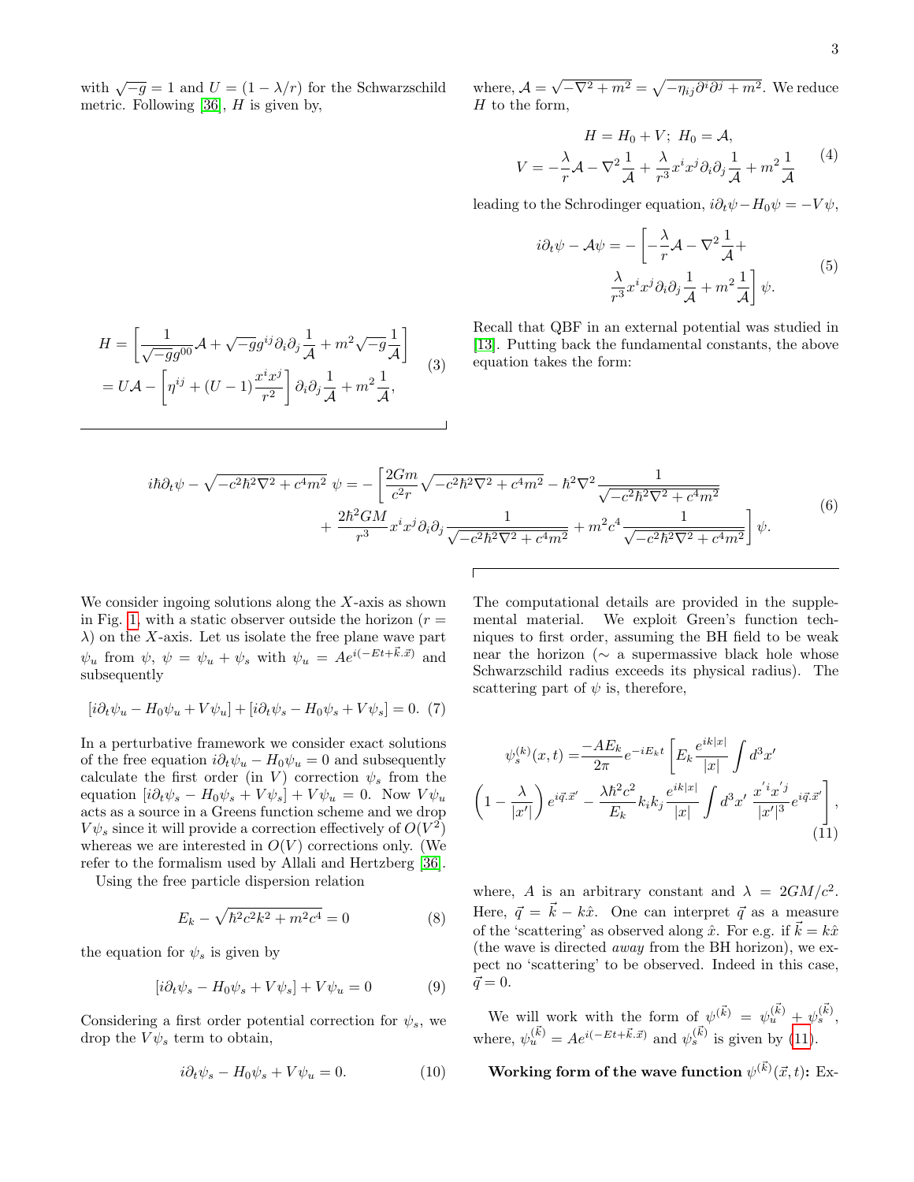with $\sqrt{-g} = 1$ and $U = (1 - \lambda/r)$ for the Schwarzschild metric. Following [36], $H$ is given by,

$$
\begin{aligned}
H &= \left[\frac{1}{\sqrt{-g}g^{00}}\mathcal{A} + \sqrt{-g}g^{ij}\partial_i\partial_j\frac{1}{\mathcal{A}} + m^2\sqrt{-g}\frac{1}{\mathcal{A}}\right] \\
&= U\mathcal{A} - \left[\eta^{ij} + (U-1)\frac{x^i x^j}{r^2}\right]\partial_i\partial_j\frac{1}{\mathcal{A}} + m^2\frac{1}{\mathcal{A}},
\end{aligned}
\tag{3}
$$

where, $\mathcal{A} = \sqrt{-\nabla^2 + m^2} = \sqrt{-\eta_{ij}\partial^i\partial^j + m^2}$. We reduce $H$ to the form,

$$
\begin{aligned}
H &= H_0 + V;\ H_0 = \mathcal{A}, \\
V &= -\frac{\lambda}{r}\mathcal{A} - \nabla^2\frac{1}{\mathcal{A}} + \frac{\lambda}{r^3}x^i x^j\partial_i\partial_j\frac{1}{\mathcal{A}} + m^2\frac{1}{\mathcal{A}}
\end{aligned}
\tag{4}
$$

leading to the Schrodinger equation, $i\partial_t\psi - H_0\psi = -V\psi$,

$$
\begin{aligned}
i\partial_t\psi - \mathcal{A}\psi = -\Big[&-\frac{\lambda}{r}\mathcal{A} - \nabla^2\frac{1}{\mathcal{A}} + \\
&\frac{\lambda}{r^3}x^i x^j\partial_i\partial_j\frac{1}{\mathcal{A}} + m^2\frac{1}{\mathcal{A}}\Big]\psi.
\end{aligned}
\tag{5}
$$

Recall that QBF in an external potential was studied in [13]. Putting back the fundamental constants, the above equation takes the form:

$$
\begin{aligned}
i\hbar\partial_t\psi - \sqrt{-c^2\hbar^2\nabla^2 + c^4m^2}\ \psi = -\Bigg[&\frac{2Gm}{c^2r}\sqrt{-c^2\hbar^2\nabla^2 + c^4m^2} - \hbar^2\nabla^2\frac{1}{\sqrt{-c^2\hbar^2\nabla^2 + c^4m^2}} \\
&+ \frac{2\hbar^2GM}{r^3}x^i x^j\partial_i\partial_j\frac{1}{\sqrt{-c^2\hbar^2\nabla^2 + c^4m^2}} + m^2c^4\frac{1}{\sqrt{-c^2\hbar^2\nabla^2 + c^4m^2}}\Bigg]\psi.
\end{aligned}
\tag{6}
$$

We consider ingoing solutions along the $X$-axis as shown in Fig. 1, with a static observer outside the horizon ($r = \lambda$) on the $X$-axis. Let us isolate the free plane wave part $\psi_u$ from $\psi$, $\psi = \psi_u + \psi_s$ with $\psi_u = Ae^{i(-Et + \vec{k}.\vec{x})}$ and subsequently

$$
[i\partial_t\psi_u - H_0\psi_u + V\psi_u] + [i\partial_t\psi_s - H_0\psi_s + V\psi_s] = 0. \tag{7}
$$

In a perturbative framework we consider exact solutions of the free equation $i\partial_t\psi_u - H_0\psi_u = 0$ and subsequently calculate the first order (in $V$) correction $\psi_s$ from the equation $[i\partial_t\psi_s - H_0\psi_s + V\psi_s] + V\psi_u = 0$. Now $V\psi_u$ acts as a source in a Greens function scheme and we drop $V\psi_s$ since it will provide a correction effectively of $O(V^2)$ whereas we are interested in $O(V)$ corrections only. (We refer to the formalism used by Allali and Hertzberg [36].

Using the free particle dispersion relation

$$
E_k - \sqrt{\hbar^2c^2k^2 + m^2c^4} = 0 \tag{8}
$$

the equation for $\psi_s$ is given by

$$
[i\partial_t\psi_s - H_0\psi_s + V\psi_s] + V\psi_u = 0 \tag{9}
$$

Considering a first order potential correction for $\psi_s$, we drop the $V\psi_s$ term to obtain,

$$
i\partial_t\psi_s - H_0\psi_s + V\psi_u = 0. \tag{10}
$$

The computational details are provided in the supplemental material. We exploit Green's function techniques to first order, assuming the BH field to be weak near the horizon ($\sim$ a supermassive black hole whose Schwarzschild radius exceeds its physical radius). The scattering part of $\psi$ is, therefore,

$$
\begin{aligned}
\psi_s^{(k)}(x,t) = &\frac{-AE_k}{2\pi}e^{-iE_kt}\Bigg[E_k\frac{e^{ik|x|}}{|x|}\int d^3x' \\
&\left(1 - \frac{\lambda}{|x'|}\right)e^{i\vec{q}.\vec{x}'} - \frac{\lambda\hbar^2c^2}{E_k}k_ik_j\frac{e^{ik|x|}}{|x|}\int d^3x'\ \frac{x'^i x'^j}{|x'|^3}e^{i\vec{q}.\vec{x}'}\Bigg],
\end{aligned}
\tag{11}
$$

where, $A$ is an arbitrary constant and $\lambda = 2GM/c^2$. Here, $\vec{q} = \vec{k} - k\hat{x}$. One can interpret $\vec{q}$ as a measure of the 'scattering' as observed along $\hat{x}$. For e.g. if $\vec{k} = k\hat{x}$ (the wave is directed *away* from the BH horizon), we expect no 'scattering' to be observed. Indeed in this case, $\vec{q} = 0$.

We will work with the form of $\psi^{(\vec{k})} = \psi_u^{(\vec{k})} + \psi_s^{(\vec{k})}$, where, $\psi_u^{(\vec{k})} = Ae^{i(-Et + \vec{k}.\vec{x})}$ and $\psi_s^{(\vec{k})}$ is given by (11).

**Working form of the wave function $\psi^{(\vec{k})}(\vec{x}, t)$:** Ex-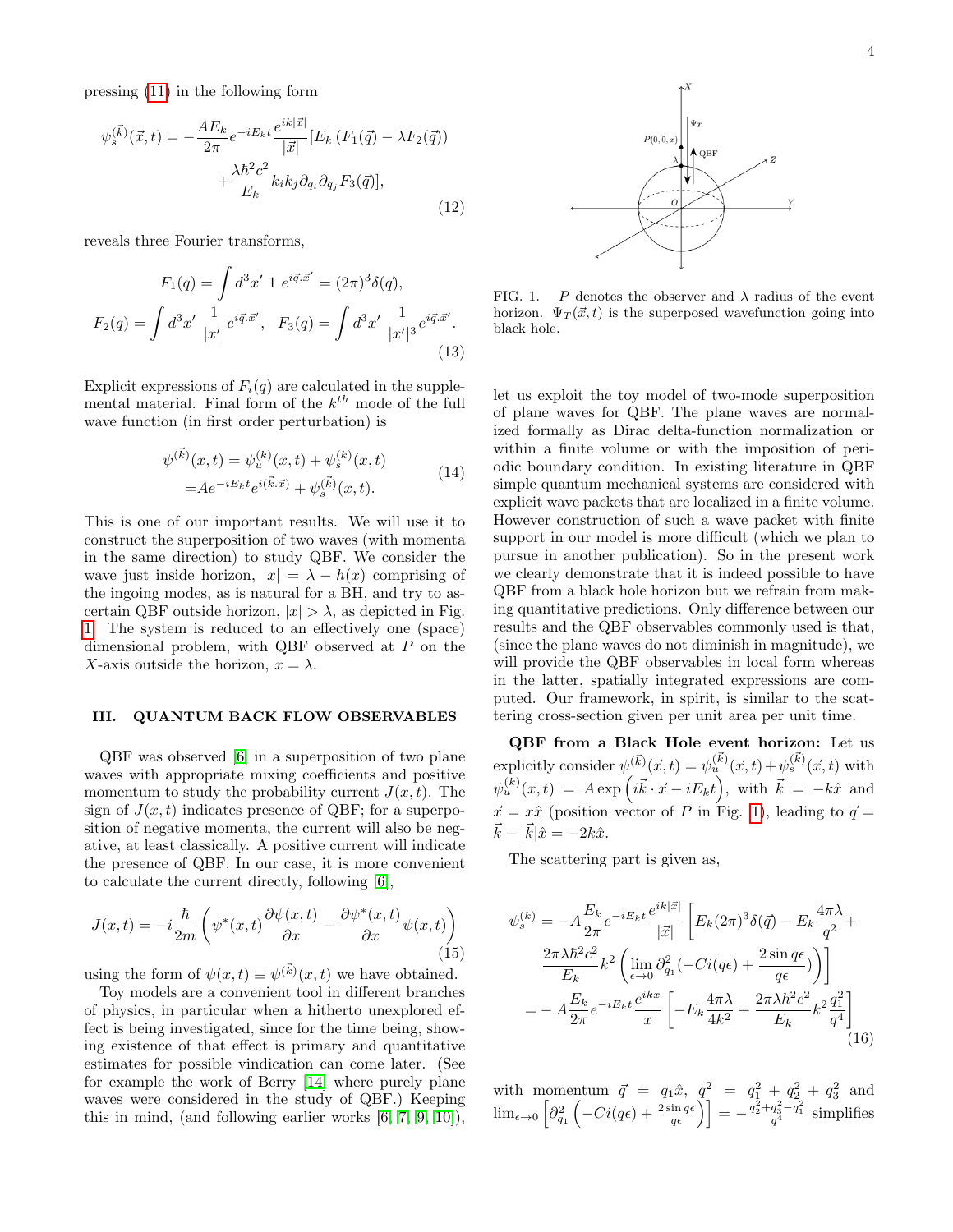pressing (11) in the following form

$$\psi_s^{(\vec{k})}(\vec{x},t) = -\frac{AE_k}{2\pi}e^{-iE_kt}\frac{e^{ik|\vec{x}|}}{|\vec{x}|}[E_k\left(F_1(\vec{q}) - \lambda F_2(\vec{q})\right) + \frac{\lambda\hbar^2c^2}{E_k}k_ik_j\partial_{q_i}\partial_{q_j}F_3(\vec{q})], \tag{12}$$

reveals three Fourier transforms,

$$F_1(q) = \int d^3x' \; 1 \; e^{i\vec{q}.\vec{x}'} = (2\pi)^3\delta(\vec{q}),$$
$$F_2(q) = \int d^3x' \; \frac{1}{|x'|}e^{i\vec{q}.\vec{x}'}, \quad F_3(q) = \int d^3x' \; \frac{1}{|x'|^3}e^{i\vec{q}.\vec{x}'}. \tag{13}$$

Explicit expressions of $F_i(q)$ are calculated in the supplemental material. Final form of the $k^{th}$ mode of the full wave function (in first order perturbation) is

$$\begin{aligned}\psi^{(\vec{k})}(x,t) &= \psi_u^{(k)}(x,t) + \psi_s^{(k)}(x,t) \\ &= Ae^{-iE_kt}e^{i(\vec{k}.\vec{x})} + \psi_s^{(\vec{k})}(x,t).\end{aligned} \tag{14}$$

This is one of our important results. We will use it to construct the superposition of two waves (with momenta in the same direction) to study QBF. We consider the wave just inside horizon, $|x| = \lambda - h(x)$ comprising of the ingoing modes, as is natural for a BH, and try to ascertain QBF outside horizon, $|x| > \lambda$, as depicted in Fig. 1. The system is reduced to an effectively one (space) dimensional problem, with QBF observed at $P$ on the $X$-axis outside the horizon, $x = \lambda$.

## III. QUANTUM BACK FLOW OBSERVABLES

QBF was observed [6] in a superposition of two plane waves with appropriate mixing coefficients and positive momentum to study the probability current $J(x,t)$. The sign of $J(x,t)$ indicates presence of QBF; for a superposition of negative momenta, the current will also be negative, at least classically. A positive current will indicate the presence of QBF. In our case, it is more convenient to calculate the current directly, following [6],

$$J(x,t) = -i\frac{\hbar}{2m}\left(\psi^*(x,t)\frac{\partial\psi(x,t)}{\partial x} - \frac{\partial\psi^*(x,t)}{\partial x}\psi(x,t)\right) \tag{15}$$

using the form of $\psi(x,t) \equiv \psi^{(\vec{k})}(x,t)$ we have obtained.

Toy models are a convenient tool in different branches of physics, in particular when a hitherto unexplored effect is being investigated, since for the time being, showing existence of that effect is primary and quantitative estimates for possible vindication can come later. (See for example the work of Berry [14] where purely plane waves were considered in the study of QBF.) Keeping this in mind, (and following earlier works [6, 7, 9, 10]), let us exploit the toy model of two-mode superposition of plane waves for QBF. The plane waves are normalized formally as Dirac delta-function normalization or within a finite volume or with the imposition of periodic boundary condition. In existing literature in QBF simple quantum mechanical systems are considered with explicit wave packets that are localized in a finite volume. However construction of such a wave packet with finite support in our model is more difficult (which we plan to pursue in another publication). So in the present work we clearly demonstrate that it is indeed possible to have QBF from a black hole horizon but we refrain from making quantitative predictions. Only difference between our results and the QBF observables commonly used is that, (since the plane waves do not diminish in magnitude), we will provide the QBF observables in local form whereas in the latter, spatially integrated expressions are computed. Our framework, in spirit, is similar to the scattering cross-section given per unit area per unit time.

FIG. 1. $P$ denotes the observer and $\lambda$ radius of the event horizon. $\Psi_T(\vec{x},t)$ is the superposed wavefunction going into black hole.

**QBF from a Black Hole event horizon:** Let us explicitly consider $\psi^{(\vec{k})}(\vec{x},t) = \psi_u^{(\vec{k})}(\vec{x},t) + \psi_s^{(\vec{k})}(\vec{x},t)$ with $\psi_u^{(k)}(x,t) = A\exp\left(i\vec{k}\cdot\vec{x} - iE_kt\right)$, with $\vec{k} = -k\hat{x}$ and $\vec{x} = x\hat{x}$ (position vector of $P$ in Fig. 1), leading to $\vec{q} = \vec{k} - |\vec{k}|\hat{x} = -2k\hat{x}$.

The scattering part is given as,

$$\begin{aligned}\psi_s^{(k)} = &-A\frac{E_k}{2\pi}e^{-iE_kt}\frac{e^{ik|\vec{x}|}}{|\vec{x}|}\left[E_k(2\pi)^3\delta(\vec{q}) - E_k\frac{4\pi\lambda}{q^2} + \right. \\ &\left.\frac{2\pi\lambda\hbar^2c^2}{E_k}k^2\left(\lim_{\epsilon\to 0}\partial^2_{q_1}(-Ci(q\epsilon) + \frac{2\sin q\epsilon}{q\epsilon})\right)\right] \\ = &-A\frac{E_k}{2\pi}e^{-iE_kt}\frac{e^{ikx}}{x}\left[-E_k\frac{4\pi\lambda}{4k^2} + \frac{2\pi\lambda\hbar^2c^2}{E_k}k^2\frac{q_1^2}{q^4}\right]\end{aligned} \tag{16}$$

with momentum $\vec{q} = q_1\hat{x}$, $q^2 = q_1^2 + q_2^2 + q_3^2$ and $\lim_{\epsilon\to 0}\left[\partial^2_{q_1}\left(-Ci(q\epsilon) + \frac{2\sin q\epsilon}{q\epsilon}\right)\right] = -\frac{q_2^2+q_3^2-q_1^2}{q^4}$ simplifies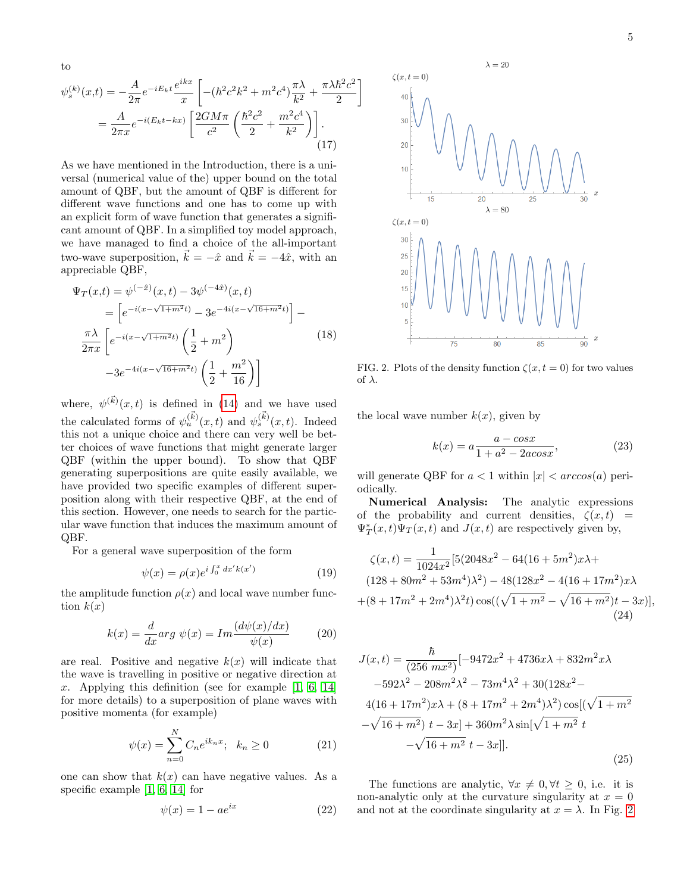to

$$\psi_s^{(k)}(x,t) = -\frac{A}{2\pi} e^{-iE_k t} \frac{e^{ikx}}{x} \left[ -(\hbar^2 c^2 k^2 + m^2 c^4) \frac{\pi\lambda}{k^2} + \frac{\pi\lambda\hbar^2 c^2}{2} \right]$$
$$= \frac{A}{2\pi x} e^{-i(E_k t - kx)} \left[ \frac{2GM\pi}{c^2} \left( \frac{\hbar^2 c^2}{2} + \frac{m^2 c^4}{k^2} \right) \right]. \tag{17}$$

As we have mentioned in the Introduction, there is a universal (numerical value of the) upper bound on the total amount of QBF, but the amount of QBF is different for different wave functions and one has to come up with an explicit form of wave function that generates a significant amount of QBF. In a simplified toy model approach, we have managed to find a choice of the all-important two-wave superposition, $\vec{k} = -\hat{x}$ and $\vec{k} = -4\hat{x}$, with an appreciable QBF,

$$\Psi_T(x,t) = \psi^{(-\hat{x})}(x,t) - 3\psi^{(-4\hat{x})}(x,t)$$
$$= \left[ e^{-i(x - \sqrt{1+m^2}t)} - 3e^{-4i(x - \sqrt{16+m^2}t)} \right] -$$
$$\frac{\pi\lambda}{2\pi x} \left[ e^{-i(x - \sqrt{1+m^2}t)} \left( \frac{1}{2} + m^2 \right) \right. \tag{18}$$
$$\left. -3e^{-4i(x - \sqrt{16+m^2}t)} \left( \frac{1}{2} + \frac{m^2}{16} \right) \right]$$

where, $\psi^{(\vec{k})}(x,t)$ is defined in (14) and we have used the calculated forms of $\psi_u^{(\vec{k})}(x,t)$ and $\psi_s^{(\vec{k})}(x,t)$. Indeed this not a unique choice and there can very well be better choices of wave functions that might generate larger QBF (within the upper bound). To show that QBF generating superpositions are quite easily available, we have provided two specific examples of different superposition along with their respective QBF, at the end of this section. However, one needs to search for the particular wave function that induces the maximum amount of QBF.

For a general wave superposition of the form

$$\psi(x) = \rho(x) e^{i \int_0^x dx' k(x')} \tag{19}$$

the amplitude function $\rho(x)$ and local wave number function $k(x)$

$$k(x) = \frac{d}{dx} arg\ \psi(x) = Im \frac{(d\psi(x)/dx)}{\psi(x)} \tag{20}$$

are real. Positive and negative $k(x)$ will indicate that the wave is travelling in positive or negative direction at $x$. Applying this definition (see for example [1, 6, 14] for more details) to a superposition of plane waves with positive momenta (for example)

$$\psi(x) = \sum_{n=0}^{N} C_n e^{ik_n x}; \quad k_n \geq 0 \tag{21}$$

one can show that $k(x)$ can have negative values. As a specific example [1, 6, 14] for

$$\psi(x) = 1 - ae^{ix} \tag{22}$$

FIG. 2. Plots of the density function $\zeta(x, t = 0)$ for two values of $\lambda$.

the local wave number $k(x)$, given by

$$k(x) = a \frac{a - cosx}{1 + a^2 - 2acosx}, \tag{23}$$

will generate QBF for $a < 1$ within $|x| < arccos(a)$ periodically.

**Numerical Analysis:** The analytic expressions of the probability and current densities, $\zeta(x,t) = \Psi_T^*(x,t)\Psi_T(x,t)$ and $J(x,t)$ are respectively given by,

$$\zeta(x,t) = \frac{1}{1024x^2} [5(2048x^2 - 64(16 + 5m^2)x\lambda +$$
$$(128 + 80m^2 + 53m^4)\lambda^2) - 48(128x^2 - 4(16 + 17m^2)x\lambda$$
$$+ (8 + 17m^2 + 2m^4)\lambda^2 t) \cos((\sqrt{1+m^2} - \sqrt{16+m^2})t - 3x)], \tag{24}$$

$$J(x,t) = \frac{\hbar}{(256\ mx^2)} [-9472x^2 + 4736x\lambda + 832m^2 x\lambda$$
$$-592\lambda^2 - 208m^2\lambda^2 - 73m^4\lambda^2 + 30(128x^2 -$$
$$4(16 + 17m^2)x\lambda + (8 + 17m^2 + 2m^4)\lambda^2) \cos[(\sqrt{1+m^2}$$
$$-\sqrt{16+m^2})\ t - 3x] + 360m^2\lambda \sin[\sqrt{1+m^2}\ t$$
$$-\sqrt{16+m^2}\ t - 3x]]. \tag{25}$$

The functions are analytic, $\forall x \neq 0, \forall t \geq 0$, i.e. it is non-analytic only at the curvature singularity at $x = 0$ and not at the coordinate singularity at $x = \lambda$. In Fig. 2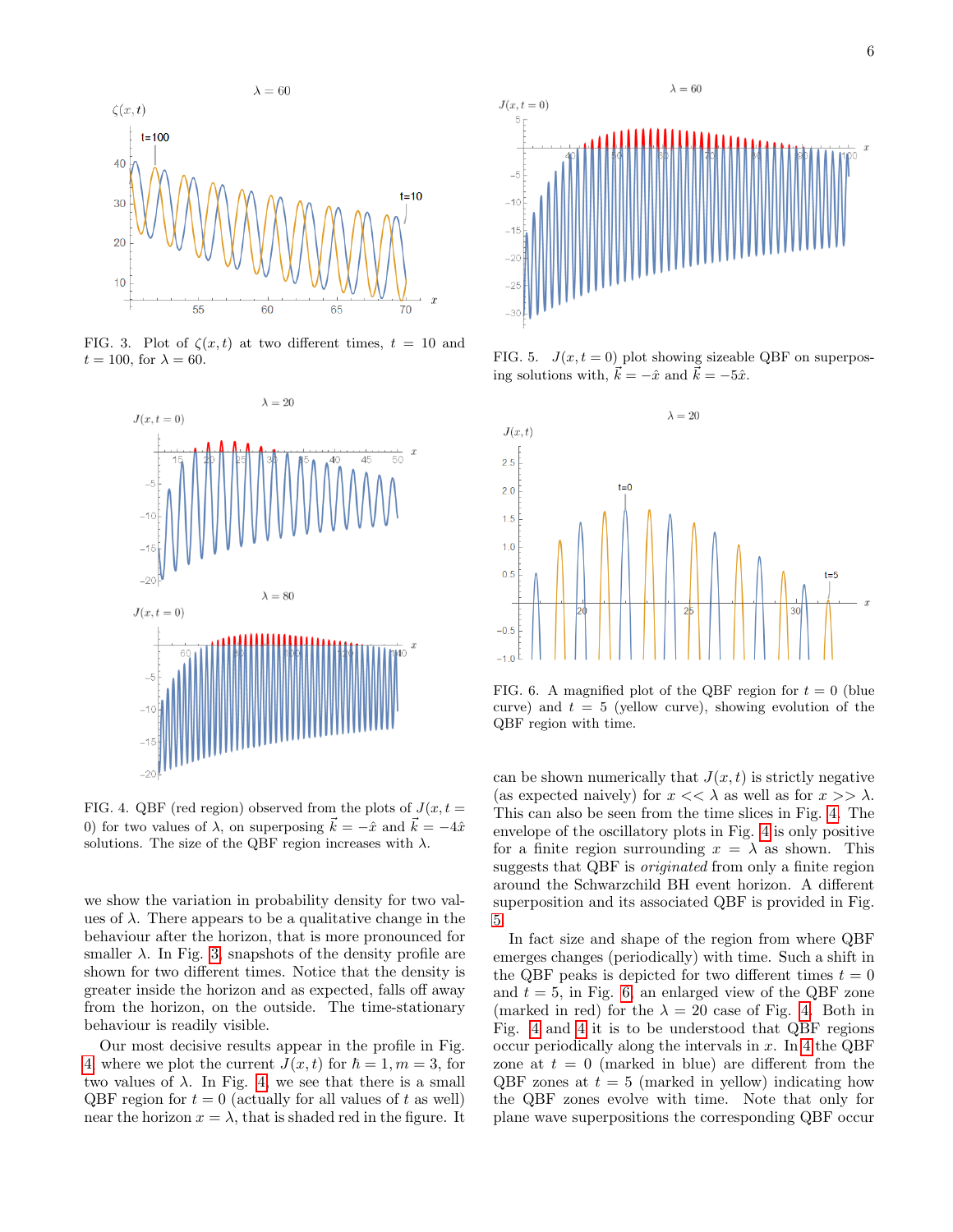FIG. 3. Plot of $\zeta(x,t)$ at two different times, $t = 10$ and $t = 100$, for $\lambda = 60$.

FIG. 4. QBF (red region) observed from the plots of $J(x,t = 0)$ for two values of $\lambda$, on superposing $\vec{k} = -\hat{x}$ and $\vec{k} = -4\hat{x}$ solutions. The size of the QBF region increases with $\lambda$.

we show the variation in probability density for two values of $\lambda$. There appears to be a qualitative change in the behaviour after the horizon, that is more pronounced for smaller $\lambda$. In Fig. 3, snapshots of the density profile are shown for two different times. Notice that the density is greater inside the horizon and as expected, falls off away from the horizon, on the outside. The time-stationary behaviour is readily visible.

Our most decisive results appear in the profile in Fig. 4 where we plot the current $J(x,t)$ for $\hbar = 1, m = 3$, for two values of $\lambda$. In Fig. 4, we see that there is a small QBF region for $t = 0$ (actually for all values of $t$ as well) near the horizon $x = \lambda$, that is shaded red in the figure. It

FIG. 5. $J(x,t = 0)$ plot showing sizeable QBF on superposing solutions with, $\vec{k} = -\hat{x}$ and $\vec{k} = -5\hat{x}$.

FIG. 6. A magnified plot of the QBF region for $t = 0$ (blue curve) and $t = 5$ (yellow curve), showing evolution of the QBF region with time.

can be shown numerically that $J(x,t)$ is strictly negative (as expected naively) for $x << \lambda$ as well as for $x >> \lambda$. This can also be seen from the time slices in Fig. 4. The envelope of the oscillatory plots in Fig. 4 is only positive for a finite region surrounding $x = \lambda$ as shown. This suggests that QBF is *originated* from only a finite region around the Schwarzchild BH event horizon. A different superposition and its associated QBF is provided in Fig. 5.

In fact size and shape of the region from where QBF emerges changes (periodically) with time. Such a shift in the QBF peaks is depicted for two different times $t = 0$ and $t = 5$, in Fig. 6, an enlarged view of the QBF zone (marked in red) for the $\lambda = 20$ case of Fig. 4. Both in Fig. 4 and 4 it is to be understood that QBF regions occur periodically along the intervals in $x$. In 4 the QBF zone at $t = 0$ (marked in blue) are different from the QBF zones at $t = 5$ (marked in yellow) indicating how the QBF zones evolve with time. Note that only for plane wave superpositions the corresponding QBF occur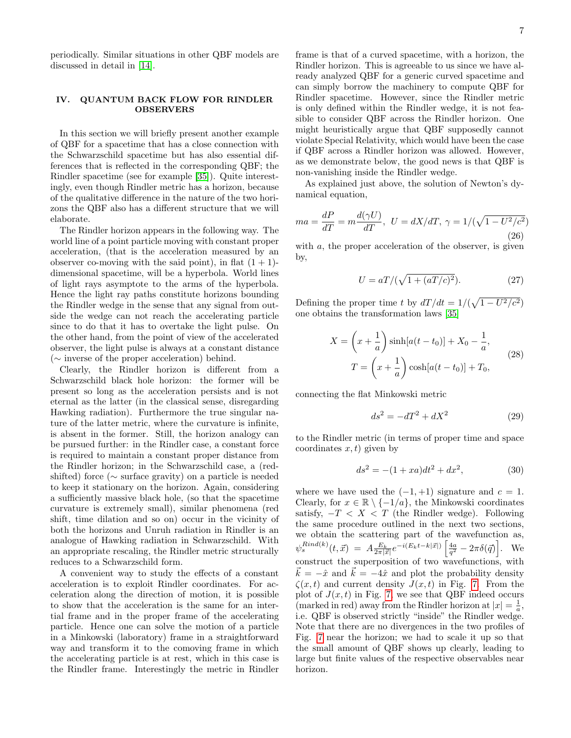periodically. Similar situations in other QBF models are discussed in detail in [14].

## IV. QUANTUM BACK FLOW FOR RINDLER OBSERVERS

In this section we will briefly present another example of QBF for a spacetime that has a close connection with the Schwarzschild spacetime but has also essential differences that is reflected in the corresponding QBF; the Rindler spacetime (see for example [35]). Quite interestingly, even though Rindler metric has a horizon, because of the qualitative difference in the nature of the two horizons the QBF also has a different structure that we will elaborate.

The Rindler horizon appears in the following way. The world line of a point particle moving with constant proper acceleration, (that is the acceleration measured by an observer co-moving with the said point), in flat $(1+1)$-dimensional spacetime, will be a hyperbola. World lines of light rays asymptote to the arms of the hyperbola. Hence the light ray paths constitute horizons bounding the Rindler wedge in the sense that any signal from outside the wedge can not reach the accelerating particle since to do that it has to overtake the light pulse. On the other hand, from the point of view of the accelerated observer, the light pulse is always at a constant distance ($\sim$ inverse of the proper acceleration) behind.

Clearly, the Rindler horizon is different from a Schwarzschild black hole horizon: the former will be present so long as the acceleration persists and is not eternal as the latter (in the classical sense, disregarding Hawking radiation). Furthermore the true singular nature of the latter metric, where the curvature is infinite, is absent in the former. Still, the horizon analogy can be pursued further: in the Rindler case, a constant force is required to maintain a constant proper distance from the Rindler horizon; in the Schwarzschild case, a (red-shifted) force ($\sim$ surface gravity) on a particle is needed to keep it stationary on the horizon. Again, considering a sufficiently massive black hole, (so that the spacetime curvature is extremely small), similar phenomena (red shift, time dilation and so on) occur in the vicinity of both the horizons and Unruh radiation in Rindler is an analogue of Hawking radiation in Schwarzschild. With an appropriate rescaling, the Rindler metric structurally reduces to a Schwarzschild form.

A convenient way to study the effects of a constant acceleration is to exploit Rindler coordinates. For acceleration along the direction of motion, it is possible to show that the acceleration is the same for an intertial frame and in the proper frame of the accelerating particle. Hence one can solve the motion of a particle in a Minkowski (laboratory) frame in a straightforward way and transform it to the comoving frame in which the accelerating particle is at rest, which in this case is the Rindler frame. Interestingly the metric in Rindler frame is that of a curved spacetime, with a horizon, the Rindler horizon. This is agreeable to us since we have already analyzed QBF for a generic curved spacetime and can simply borrow the machinery to compute QBF for Rindler spacetime. However, since the Rindler metric is only defined within the Rindler wedge, it is not feasible to consider QBF across the Rindler horizon. One might heuristically argue that QBF supposedly cannot violate Special Relativity, which would have been the case if QBF across a Rindler horizon was allowed. However, as we demonstrate below, the good news is that QBF is non-vanishing inside the Rindler wedge.

As explained just above, the solution of Newton's dynamical equation,

$$ma = \frac{dP}{dT} = m\frac{d(\gamma U)}{dT},\ U = dX/dT,\ \gamma = 1/(\sqrt{1-U^2/c^2}) \tag{26}$$

with $a$, the proper acceleration of the observer, is given by,

$$U = aT/(\sqrt{1+(aT/c)^2}). \tag{27}$$

Defining the proper time $t$ by $dT/dt = 1/(\sqrt{1-U^2/c^2})$ one obtains the transformation laws [35]

$$X = \left(x + \frac{1}{a}\right)\sinh[a(t-t_0)] + X_0 - \frac{1}{a},$$
$$T = \left(x + \frac{1}{a}\right)\cosh[a(t-t_0)] + T_0, \tag{28}$$

connecting the flat Minkowski metric

$$ds^2 = -dT^2 + dX^2 \tag{29}$$

to the Rindler metric (in terms of proper time and space coordinates $x, t$) given by

$$ds^2 = -(1+xa)dt^2 + dx^2, \tag{30}$$

where we have used the $(-1,+1)$ signature and $c=1$. Clearly, for $x \in \mathbb{R}\setminus\{-1/a\}$, the Minkowski coordinates satisfy, $-T < X < T$ (the Rindler wedge). Following the same procedure outlined in the next two sections, we obtain the scattering part of the wavefunction as, $\psi_s^{Rind(k)}(t,\vec{x}) = A\frac{E_k}{2\pi|\vec{x}|}e^{-i(E_k t - k|\vec{x}|)}\left[\frac{4a}{q^2} - 2\pi\delta(\vec{q})\right]$. We construct the superposition of two wavefunctions, with $\vec{k} = -\hat{x}$ and $\vec{k} = -4\hat{x}$ and plot the probability density $\zeta(x,t)$ and current density $J(x,t)$ in Fig. 7. From the plot of $J(x,t)$ in Fig. 7, we see that QBF indeed occurs (marked in red) away from the Rindler horizon at $|x| = \frac{1}{a}$, i.e. QBF is observed strictly "inside" the Rindler wedge. Note that there are no divergences in the two profiles of Fig. 7 near the horizon; we had to scale it up so that the small amount of QBF shows up clearly, leading to large but finite values of the respective observables near horizon.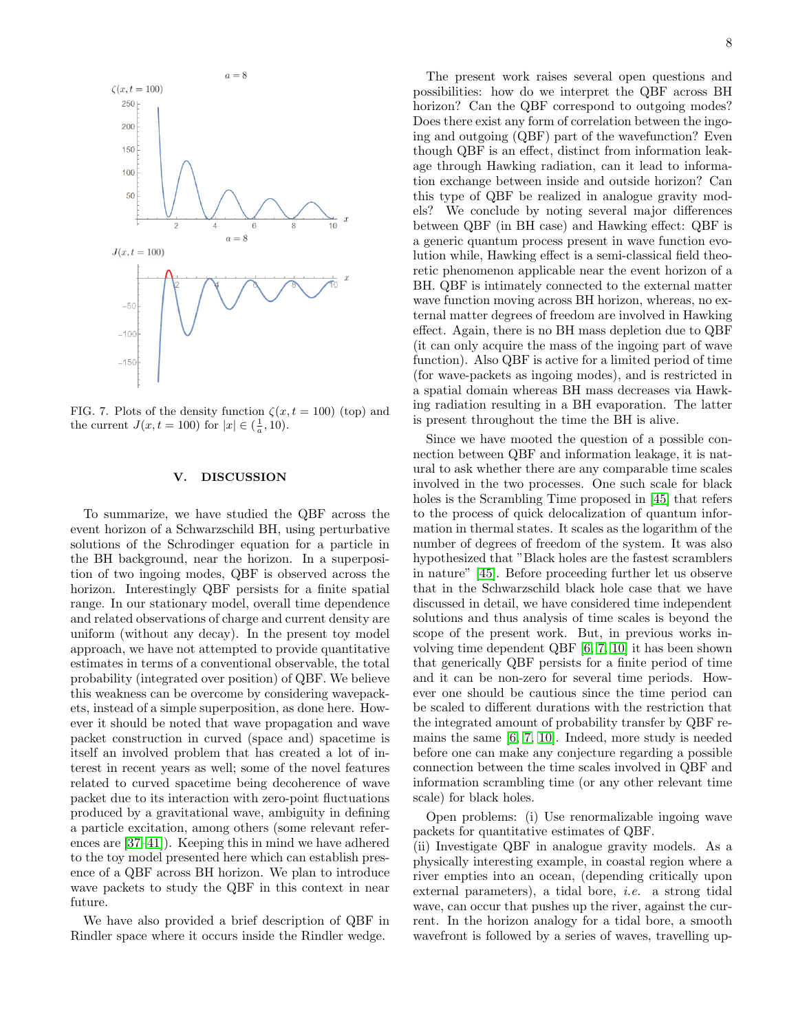FIG. 7. Plots of the density function $\zeta(x, t = 100)$ (top) and the current $J(x, t = 100)$ for $|x| \in (\frac{1}{a}, 10)$.

## V. DISCUSSION

To summarize, we have studied the QBF across the event horizon of a Schwarzschild BH, using perturbative solutions of the Schrodinger equation for a particle in the BH background, near the horizon. In a superposition of two ingoing modes, QBF is observed across the horizon. Interestingly QBF persists for a finite spatial range. In our stationary model, overall time dependence and related observations of charge and current density are uniform (without any decay). In the present toy model approach, we have not attempted to provide quantitative estimates in terms of a conventional observable, the total probability (integrated over position) of QBF. We believe this weakness can be overcome by considering wavepackets, instead of a simple superposition, as done here. However it should be noted that wave propagation and wave packet construction in curved (space and) spacetime is itself an involved problem that has created a lot of interest in recent years as well; some of the novel features related to curved spacetime being decoherence of wave packet due to its interaction with zero-point fluctuations produced by a gravitational wave, ambiguity in defining a particle excitation, among others (some relevant references are [37–41]). Keeping this in mind we have adhered to the toy model presented here which can establish presence of a QBF across BH horizon. We plan to introduce wave packets to study the QBF in this context in near future.

We have also provided a brief description of QBF in Rindler space where it occurs inside the Rindler wedge.

The present work raises several open questions and possibilities: how do we interpret the QBF across BH horizon? Can the QBF correspond to outgoing modes? Does there exist any form of correlation between the ingoing and outgoing (QBF) part of the wavefunction? Even though QBF is an effect, distinct from information leakage through Hawking radiation, can it lead to information exchange between inside and outside horizon? Can this type of QBF be realized in analogue gravity models? We conclude by noting several major differences between QBF (in BH case) and Hawking effect: QBF is a generic quantum process present in wave function evolution while, Hawking effect is a semi-classical field theoretic phenomenon applicable near the event horizon of a BH. QBF is intimately connected to the external matter wave function moving across BH horizon, whereas, no external matter degrees of freedom are involved in Hawking effect. Again, there is no BH mass depletion due to QBF (it can only acquire the mass of the ingoing part of wave function). Also QBF is active for a limited period of time (for wave-packets as ingoing modes), and is restricted in a spatial domain whereas BH mass decreases via Hawking radiation resulting in a BH evaporation. The latter is present throughout the time the BH is alive.

Since we have mooted the question of a possible connection between QBF and information leakage, it is natural to ask whether there are any comparable time scales involved in the two processes. One such scale for black holes is the Scrambling Time proposed in [45] that refers to the process of quick delocalization of quantum information in thermal states. It scales as the logarithm of the number of degrees of freedom of the system. It was also hypothesized that "Black holes are the fastest scramblers in nature" [45]. Before proceeding further let us observe that in the Schwarzschild black hole case that we have discussed in detail, we have considered time independent solutions and thus analysis of time scales is beyond the scope of the present work. But, in previous works involving time dependent QBF [6, 7, 10] it has been shown that generically QBF persists for a finite period of time and it can be non-zero for several time periods. However one should be cautious since the time period can be scaled to different durations with the restriction that the integrated amount of probability transfer by QBF remains the same [6, 7, 10]. Indeed, more study is needed before one can make any conjecture regarding a possible connection between the time scales involved in QBF and information scrambling time (or any other relevant time scale) for black holes.

Open problems: (i) Use renormalizable ingoing wave packets for quantitative estimates of QBF.
(ii) Investigate QBF in analogue gravity models. As a physically interesting example, in coastal region where a river empties into an ocean, (depending critically upon external parameters), a tidal bore, *i.e.* a strong tidal wave, can occur that pushes up the river, against the current. In the horizon analogy for a tidal bore, a smooth wavefront is followed by a series of waves, travelling up-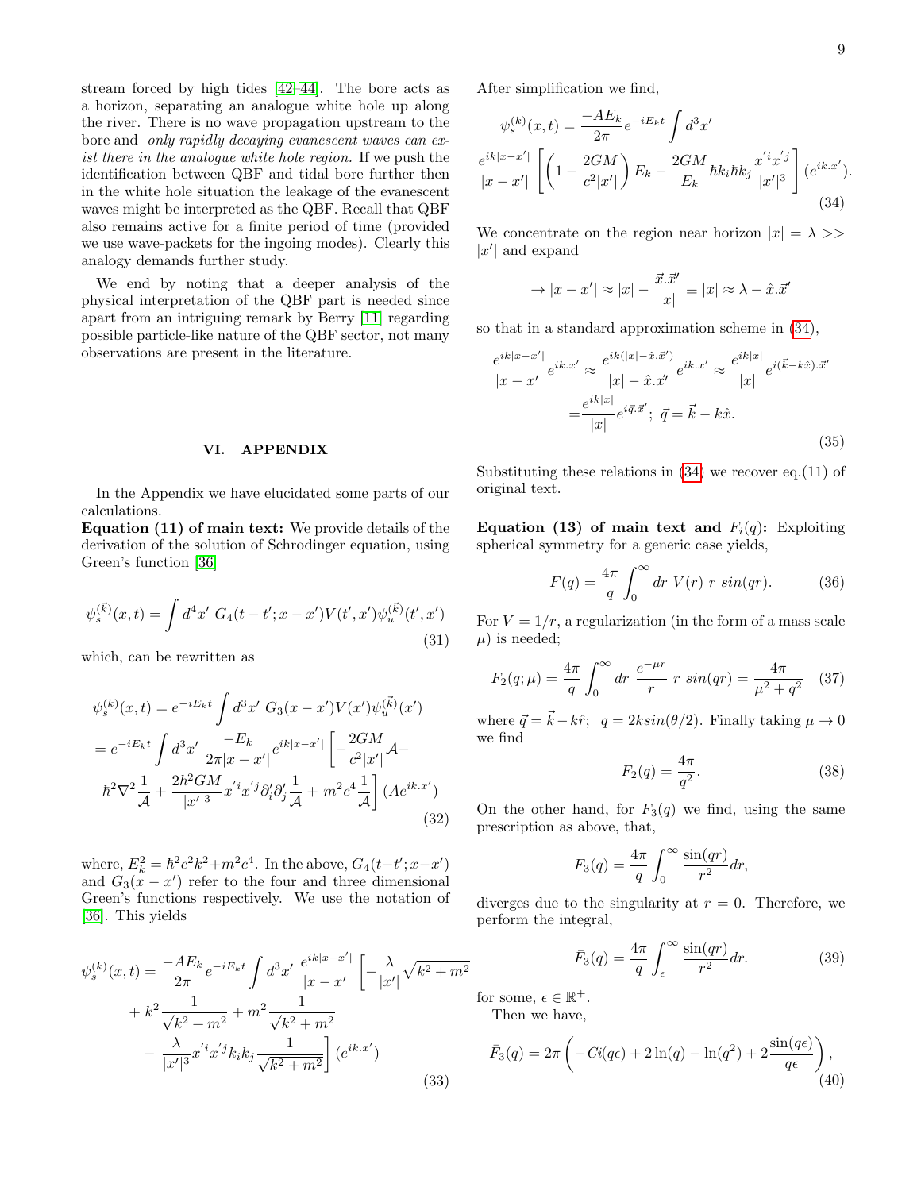stream forced by high tides [42–44]. The bore acts as a horizon, separating an analogue white hole up along the river. There is no wave propagation upstream to the bore and *only rapidly decaying evanescent waves can exist there in the analogue white hole region.* If we push the identification between QBF and tidal bore further then in the white hole situation the leakage of the evanescent waves might be interpreted as the QBF. Recall that QBF also remains active for a finite period of time (provided we use wave-packets for the ingoing modes). Clearly this analogy demands further study.

We end by noting that a deeper analysis of the physical interpretation of the QBF part is needed since apart from an intriguing remark by Berry [11] regarding possible particle-like nature of the QBF sector, not many observations are present in the literature.

## VI. APPENDIX

In the Appendix we have elucidated some parts of our calculations.

**Equation (11) of main text:** We provide details of the derivation of the solution of Schrodinger equation, using Green's function [36]

$$\psi_s^{(\vec{k})}(x,t) = \int d^4x'\ G_4(t-t';x-x')V(t',x')\psi_u^{(\vec{k})}(t',x') \tag{31}$$

which, can be rewritten as

$$\begin{aligned}
\psi_s^{(k)}(x,t) &= e^{-iE_kt}\int d^3x'\ G_3(x-x')V(x')\psi_u^{(\vec{k})}(x') \\
&= e^{-iE_kt}\int d^3x'\ \frac{-E_k}{2\pi|x-x'|}e^{ik|x-x'|}\left[-\frac{2GM}{c^2|x'|}\mathcal{A}-\right. \\
&\left.\hbar^2\nabla^2\frac{1}{\mathcal{A}}+\frac{2\hbar^2GM}{|x'|^3}x'^ix'^j\partial_i'\partial_j'\frac{1}{\mathcal{A}}+m^2c^4\frac{1}{\mathcal{A}}\right](Ae^{ik.x'})
\end{aligned} \tag{32}$$

where, $E_k^2=\hbar^2c^2k^2+m^2c^4$. In the above, $G_4(t-t';x-x')$ and $G_3(x-x')$ refer to the four and three dimensional Green's functions respectively. We use the notation of [36]. This yields

$$\begin{aligned}
\psi_s^{(k)}(x,t) &= \frac{-AE_k}{2\pi}e^{-iE_kt}\int d^3x'\ \frac{e^{ik|x-x'|}}{|x-x'|}\left[-\frac{\lambda}{|x'|}\sqrt{k^2+m^2}\right. \\
&+k^2\frac{1}{\sqrt{k^2+m^2}}+m^2\frac{1}{\sqrt{k^2+m^2}} \\
&\left.-\frac{\lambda}{|x'|^3}x'^ix'^jk_ik_j\frac{1}{\sqrt{k^2+m^2}}\right](e^{ik.x'})
\end{aligned} \tag{33}$$

After simplification we find,

$$\begin{aligned}
\psi_s^{(k)}(x,t) &= \frac{-AE_k}{2\pi}e^{-iE_kt}\int d^3x' \\
\frac{e^{ik|x-x'|}}{|x-x'|}&\left[\left(1-\frac{2GM}{c^2|x'|}\right)E_k-\frac{2GM}{E_k}\hbar k_i\hbar k_j\frac{x'^ix'^j}{|x'|^3}\right](e^{ik.x'}).
\end{aligned} \tag{34}$$

We concentrate on the region near horizon $|x|=\lambda >> |x'|$ and expand

$$\rightarrow |x-x'|\approx |x|-\frac{\vec{x}.\vec{x}'}{|x|}\equiv |x|\approx \lambda-\hat{x}.\vec{x}'$$

so that in a standard approximation scheme in (34),

$$\begin{aligned}
\frac{e^{ik|x-x'|}}{|x-x'|}e^{ik.x'} &\approx \frac{e^{ik(|x|-\hat{x}.\vec{x}')}}{|x|-\hat{x}.\vec{x}'}e^{ik.x'}\approx\frac{e^{ik|x|}}{|x|}e^{i(\vec{k}-k\hat{x}).\vec{x}'} \\
&=\frac{e^{ik|x|}}{|x|}e^{i\vec{q}.\vec{x}'};\ \vec{q}=\vec{k}-k\hat{x}.
\end{aligned} \tag{35}$$

Substituting these relations in (34) we recover eq.(11) of original text.

**Equation (13) of main text and $F_i(q)$:** Exploiting spherical symmetry for a generic case yields,

$$F(q)=\frac{4\pi}{q}\int_0^\infty dr\ V(r)\ r\ sin(qr). \tag{36}$$

For $V=1/r$, a regularization (in the form of a mass scale $\mu$) is needed;

$$F_2(q;\mu)=\frac{4\pi}{q}\int_0^\infty dr\ \frac{e^{-\mu r}}{r}\ r\ sin(qr)=\frac{4\pi}{\mu^2+q^2} \tag{37}$$

where $\vec{q}=\vec{k}-k\hat{r};\ \ q=2ksin(\theta/2)$. Finally taking $\mu\rightarrow 0$ we find

$$F_2(q)=\frac{4\pi}{q^2}. \tag{38}$$

On the other hand, for $F_3(q)$ we find, using the same prescription as above, that,

$$F_3(q)=\frac{4\pi}{q}\int_0^\infty\frac{\sin(qr)}{r^2}dr,$$

diverges due to the singularity at $r=0$. Therefore, we perform the integral,

$$\bar{F}_3(q)=\frac{4\pi}{q}\int_\epsilon^\infty\frac{\sin(qr)}{r^2}dr. \tag{39}$$

for some, $\epsilon\in\mathbb{R}^+$.

Then we have,

$$\bar{F}_3(q)=2\pi\left(-Ci(q\epsilon)+2\ln(q)-\ln(q^2)+2\frac{\sin(q\epsilon)}{q\epsilon}\right), \tag{40}$$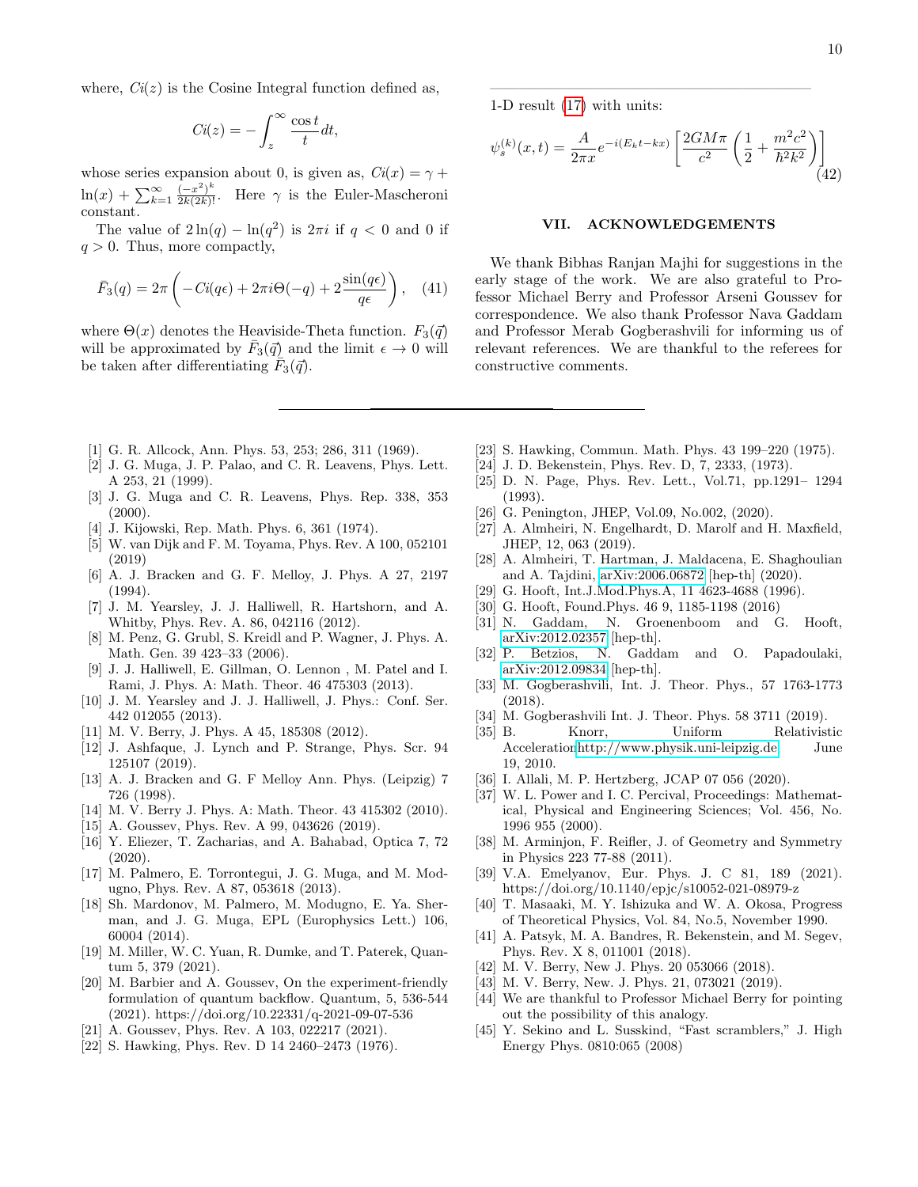where, $Ci(z)$ is the Cosine Integral function defined as,

$$Ci(z) = -\int_z^\infty \frac{\cos t}{t} dt,$$

whose series expansion about 0, is given as, $Ci(x) = \gamma + \ln(x) + \sum_{k=1}^{\infty} \frac{(-x^2)^k}{2k(2k)!}$. Here $\gamma$ is the Euler-Mascheroni constant.

The value of $2\ln(q) - \ln(q^2)$ is $2\pi i$ if $q < 0$ and 0 if $q > 0$. Thus, more compactly,

$$\bar{F}_3(q) = 2\pi \left( -Ci(q\epsilon) + 2\pi i \Theta(-q) + 2\frac{\sin(q\epsilon)}{q\epsilon} \right), \quad (41)$$

where $\Theta(x)$ denotes the Heaviside-Theta function. $F_3(\vec{q})$ will be approximated by $\bar{F}_3(\vec{q})$ and the limit $\epsilon \to 0$ will be taken after differentiating $\bar{F}_3(\vec{q})$.

---

1-D result (17) with units:

$$\psi_s^{(k)}(x,t) = \frac{A}{2\pi x} e^{-i(E_k t - kx)} \left[ \frac{2GM\pi}{c^2} \left( \frac{1}{2} + \frac{m^2c^2}{\hbar^2 k^2} \right) \right] \quad (42)$$

## VII. ACKNOWLEDGEMENTS

We thank Bibhas Ranjan Majhi for suggestions in the early stage of the work. We are also grateful to Professor Michael Berry and Professor Arseni Goussev for correspondence. We also thank Professor Nava Gaddam and Professor Merab Gogberashvili for informing us of relevant references. We are thankful to the referees for constructive comments.

---

[1] G. R. Allcock, Ann. Phys. 53, 253; 286, 311 (1969).
[2] J. G. Muga, J. P. Palao, and C. R. Leavens, Phys. Lett. A 253, 21 (1999).
[3] J. G. Muga and C. R. Leavens, Phys. Rep. 338, 353 (2000).
[4] J. Kijowski, Rep. Math. Phys. 6, 361 (1974).
[5] W. van Dijk and F. M. Toyama, Phys. Rev. A 100, 052101 (2019)
[6] A. J. Bracken and G. F. Melloy, J. Phys. A 27, 2197 (1994).
[7] J. M. Yearsley, J. J. Halliwell, R. Hartshorn, and A. Whitby, Phys. Rev. A. 86, 042116 (2012).
[8] M. Penz, G. Grubl, S. Kreidl and P. Wagner, J. Phys. A. Math. Gen. 39 423–33 (2006).
[9] J. J. Halliwell, E. Gillman, O. Lennon , M. Patel and I. Rami, J. Phys. A: Math. Theor. 46 475303 (2013).
[10] J. M. Yearsley and J. J. Halliwell, J. Phys.: Conf. Ser. 442 012055 (2013).
[11] M. V. Berry, J. Phys. A 45, 185308 (2012).
[12] J. Ashfaque, J. Lynch and P. Strange, Phys. Scr. 94 125107 (2019).
[13] A. J. Bracken and G. F Melloy Ann. Phys. (Leipzig) 7 726 (1998).
[14] M. V. Berry J. Phys. A: Math. Theor. 43 415302 (2010).
[15] A. Goussev, Phys. Rev. A 99, 043626 (2019).
[16] Y. Eliezer, T. Zacharias, and A. Bahabad, Optica 7, 72 (2020).
[17] M. Palmero, E. Torrontegui, J. G. Muga, and M. Modugno, Phys. Rev. A 87, 053618 (2013).
[18] Sh. Mardonov, M. Palmero, M. Modugno, E. Ya. Sherman, and J. G. Muga, EPL (Europhysics Lett.) 106, 60004 (2014).
[19] M. Miller, W. C. Yuan, R. Dumke, and T. Paterek, Quantum 5, 379 (2021).
[20] M. Barbier and A. Goussev, On the experiment-friendly formulation of quantum backflow. Quantum, 5, 536-544 (2021). https://doi.org/10.22331/q-2021-09-07-536
[21] A. Goussev, Phys. Rev. A 103, 022217 (2021).
[22] S. Hawking, Phys. Rev. D 14 2460–2473 (1976).
[23] S. Hawking, Commun. Math. Phys. 43 199–220 (1975).
[24] J. D. Bekenstein, Phys. Rev. D, 7, 2333, (1973).
[25] D. N. Page, Phys. Rev. Lett., Vol.71, pp.1291– 1294 (1993).
[26] G. Penington, JHEP, Vol.09, No.002, (2020).
[27] A. Almheiri, N. Engelhardt, D. Marolf and H. Maxfield, JHEP, 12, 063 (2019).
[28] A. Almheiri, T. Hartman, J. Maldacena, E. Shaghoulian and A. Tajdini, arXiv:2006.06872 [hep-th] (2020).
[29] G. Hooft, Int.J.Mod.Phys.A, 11 4623-4688 (1996).
[30] G. Hooft, Found.Phys. 46 9, 1185-1198 (2016)
[31] N. Gaddam, N. Groenenboom and G. Hooft, arXiv:2012.02357 [hep-th].
[32] P. Betzios, N. Gaddam and O. Papadoulaki, arXiv:2012.09834 [hep-th].
[33] M. Gogberashvili, Int. J. Theor. Phys., 57 1763-1773 (2018).
[34] M. Gogberashvili Int. J. Theor. Phys. 58 3711 (2019).
[35] B. Knorr, Uniform Relativistic Accelerationhttp://www.physik.uni-leipzig.de June 19, 2010.
[36] I. Allali, M. P. Hertzberg, JCAP 07 056 (2020).
[37] W. L. Power and I. C. Percival, Proceedings: Mathematical, Physical and Engineering Sciences; Vol. 456, No. 1996 955 (2000).
[38] M. Arminjon, F. Reifler, J. of Geometry and Symmetry in Physics 223 77-88 (2011).
[39] V.A. Emelyanov, Eur. Phys. J. C 81, 189 (2021). https://doi.org/10.1140/epjc/s10052-021-08979-z
[40] T. Masaaki, M. Y. Ishizuka and W. A. Okosa, Progress of Theoretical Physics, Vol. 84, No.5, November 1990.
[41] A. Patsyk, M. A. Bandres, R. Bekenstein, and M. Segev, Phys. Rev. X 8, 011001 (2018).
[42] M. V. Berry, New J. Phys. 20 053066 (2018).
[43] M. V. Berry, New. J. Phys. 21, 073021 (2019).
[44] We are thankful to Professor Michael Berry for pointing out the possibility of this analogy.
[45] Y. Sekino and L. Susskind, "Fast scramblers," J. High Energy Phys. 0810:065 (2008)